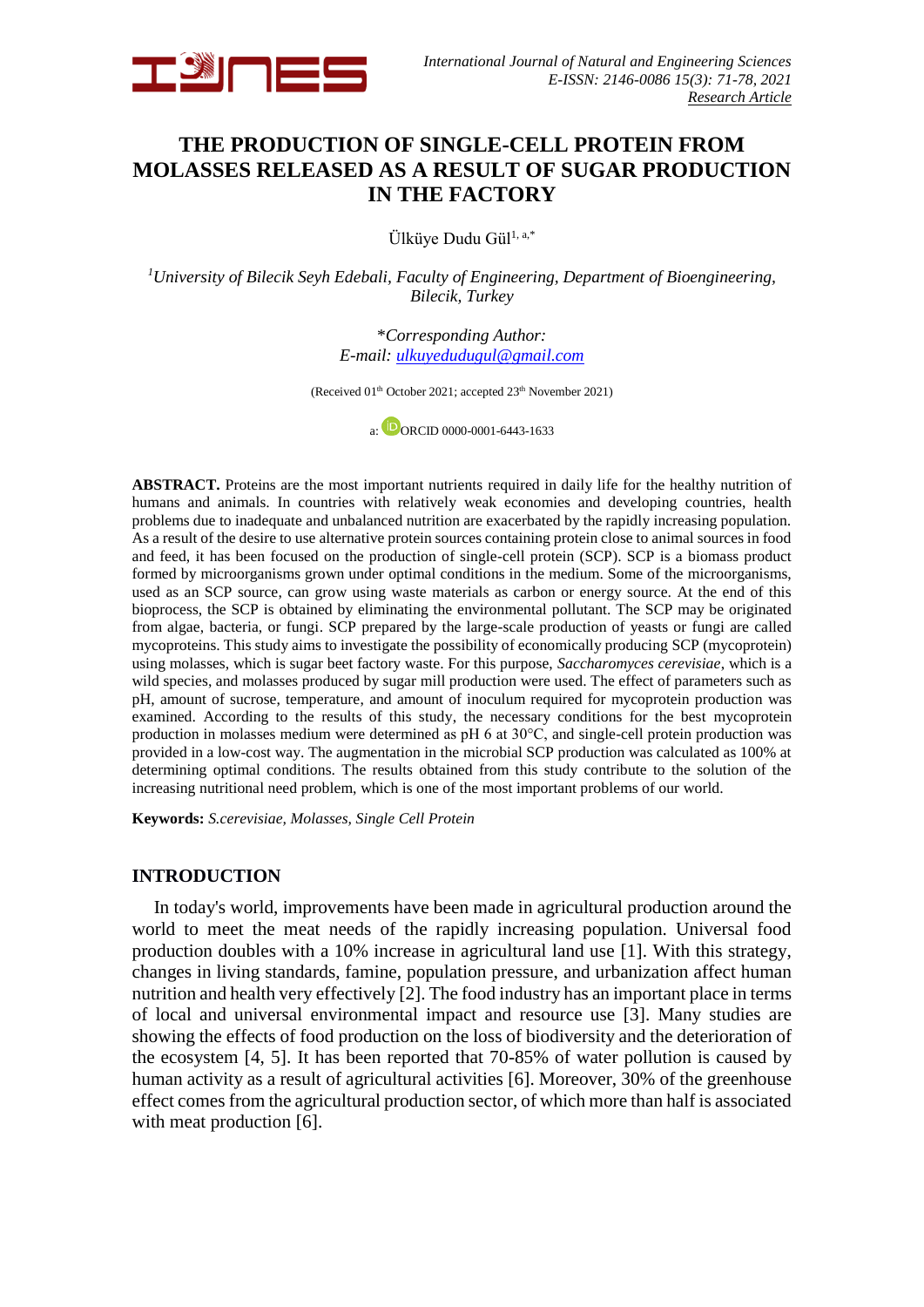# THE PRODUCTION OF SINGLE-CELL PROTEIN FROM MOLASSES RELEASED AS A RESULT OF SUGAR PRODUCTION IN THE FACTORY

Ülküye Dudu Gül[1, a,*]

[1]*University of Bilecik Seyh Edebali, Faculty of Engineering, Department of Bioengineering, Bilecik, Turkey*

*\*Corresponding Author:*
*E-mail: ulkuyedudugul@gmail.com*

(Received 01[th] October 2021; accepted 23[th] November 2021)

a: ORCID 0000-0001-6443-1633

**ABSTRACT.** Proteins are the most important nutrients required in daily life for the healthy nutrition of humans and animals. In countries with relatively weak economies and developing countries, health problems due to inadequate and unbalanced nutrition are exacerbated by the rapidly increasing population. As a result of the desire to use alternative protein sources containing protein close to animal sources in food and feed, it has been focused on the production of single-cell protein (SCP). SCP is a biomass product formed by microorganisms grown under optimal conditions in the medium. Some of the microorganisms, used as an SCP source, can grow using waste materials as carbon or energy source. At the end of this bioprocess, the SCP is obtained by eliminating the environmental pollutant. The SCP may be originated from algae, bacteria, or fungi. SCP prepared by the large-scale production of yeasts or fungi are called mycoproteins. This study aims to investigate the possibility of economically producing SCP (mycoprotein) using molasses, which is sugar beet factory waste. For this purpose, *Saccharomyces cerevisiae*, which is a wild species, and molasses produced by sugar mill production were used. The effect of parameters such as pH, amount of sucrose, temperature, and amount of inoculum required for mycoprotein production was examined. According to the results of this study, the necessary conditions for the best mycoprotein production in molasses medium were determined as pH 6 at 30°C, and single-cell protein production was provided in a low-cost way. The augmentation in the microbial SCP production was calculated as 100% at determining optimal conditions. The results obtained from this study contribute to the solution of the increasing nutritional need problem, which is one of the most important problems of our world.

**Keywords:** *S.cerevisiae, Molasses, Single Cell Protein*

## INTRODUCTION

In today's world, improvements have been made in agricultural production around the world to meet the meat needs of the rapidly increasing population. Universal food production doubles with a 10% increase in agricultural land use [1]. With this strategy, changes in living standards, famine, population pressure, and urbanization affect human nutrition and health very effectively [2]. The food industry has an important place in terms of local and universal environmental impact and resource use [3]. Many studies are showing the effects of food production on the loss of biodiversity and the deterioration of the ecosystem [4, 5]. It has been reported that 70-85% of water pollution is caused by human activity as a result of agricultural activities [6]. Moreover, 30% of the greenhouse effect comes from the agricultural production sector, of which more than half is associated with meat production [6].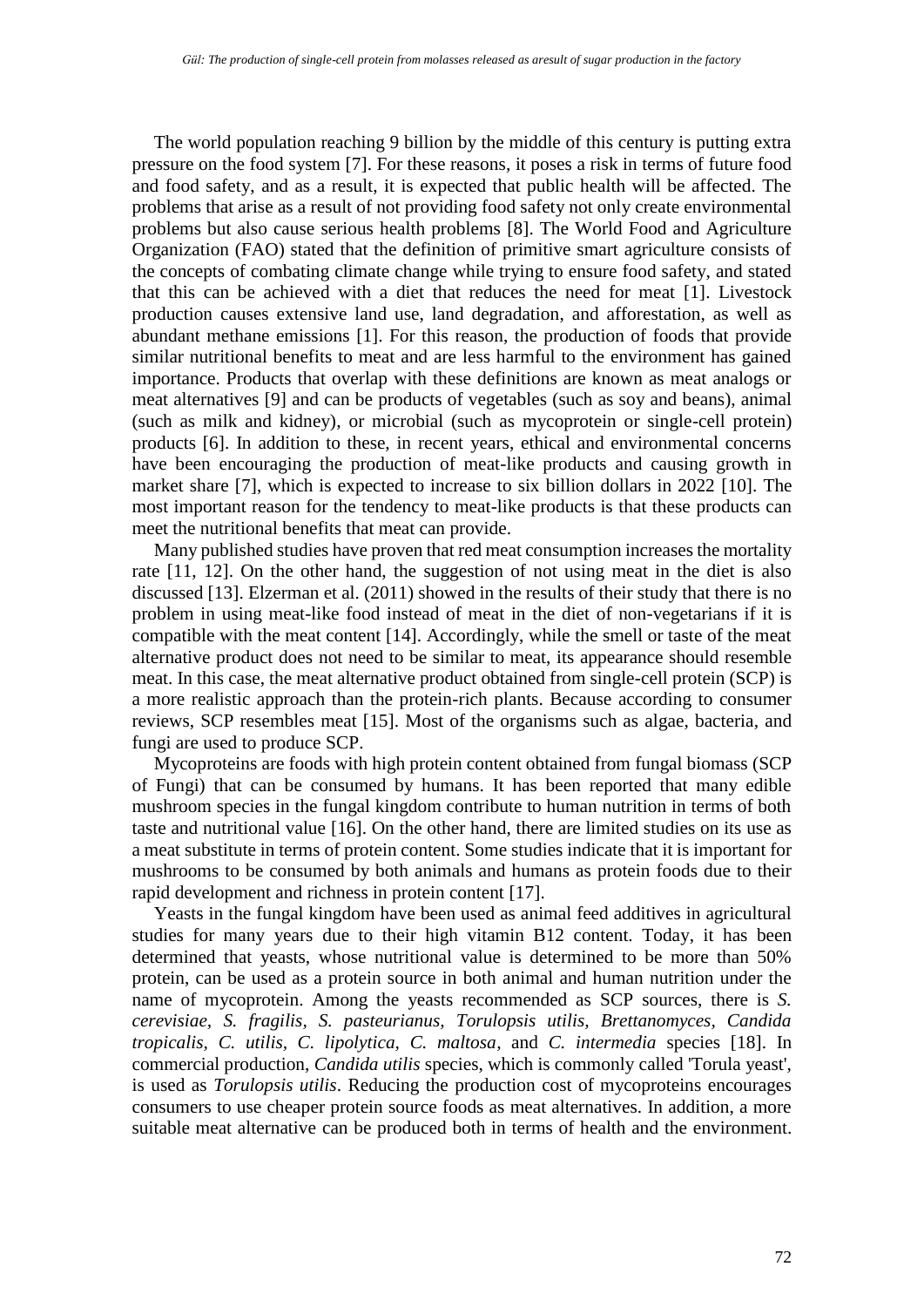The world population reaching 9 billion by the middle of this century is putting extra pressure on the food system [7]. For these reasons, it poses a risk in terms of future food and food safety, and as a result, it is expected that public health will be affected. The problems that arise as a result of not providing food safety not only create environmental problems but also cause serious health problems [8]. The World Food and Agriculture Organization (FAO) stated that the definition of primitive smart agriculture consists of the concepts of combating climate change while trying to ensure food safety, and stated that this can be achieved with a diet that reduces the need for meat [1]. Livestock production causes extensive land use, land degradation, and afforestation, as well as abundant methane emissions [1]. For this reason, the production of foods that provide similar nutritional benefits to meat and are less harmful to the environment has gained importance. Products that overlap with these definitions are known as meat analogs or meat alternatives [9] and can be products of vegetables (such as soy and beans), animal (such as milk and kidney), or microbial (such as mycoprotein or single-cell protein) products [6]. In addition to these, in recent years, ethical and environmental concerns have been encouraging the production of meat-like products and causing growth in market share [7], which is expected to increase to six billion dollars in 2022 [10]. The most important reason for the tendency to meat-like products is that these products can meet the nutritional benefits that meat can provide.

Many published studies have proven that red meat consumption increases the mortality rate [11, 12]. On the other hand, the suggestion of not using meat in the diet is also discussed [13]. Elzerman et al. (2011) showed in the results of their study that there is no problem in using meat-like food instead of meat in the diet of non-vegetarians if it is compatible with the meat content [14]. Accordingly, while the smell or taste of the meat alternative product does not need to be similar to meat, its appearance should resemble meat. In this case, the meat alternative product obtained from single-cell protein (SCP) is a more realistic approach than the protein-rich plants. Because according to consumer reviews, SCP resembles meat [15]. Most of the organisms such as algae, bacteria, and fungi are used to produce SCP.

Mycoproteins are foods with high protein content obtained from fungal biomass (SCP of Fungi) that can be consumed by humans. It has been reported that many edible mushroom species in the fungal kingdom contribute to human nutrition in terms of both taste and nutritional value [16]. On the other hand, there are limited studies on its use as a meat substitute in terms of protein content. Some studies indicate that it is important for mushrooms to be consumed by both animals and humans as protein foods due to their rapid development and richness in protein content [17].

Yeasts in the fungal kingdom have been used as animal feed additives in agricultural studies for many years due to their high vitamin B12 content. Today, it has been determined that yeasts, whose nutritional value is determined to be more than 50% protein, can be used as a protein source in both animal and human nutrition under the name of mycoprotein. Among the yeasts recommended as SCP sources, there is *S. cerevisiae*, *S. fragilis*, *S. pasteurianus, Torulopsis utilis*, *Brettanomyces*, *Candida tropicalis*, *C. utilis*, *C. lipolytica, C. maltosa*, and *C. intermedia* species [18]. In commercial production, *Candida utilis* species, which is commonly called 'Torula yeast', is used as *Torulopsis utilis*. Reducing the production cost of mycoproteins encourages consumers to use cheaper protein source foods as meat alternatives. In addition, a more suitable meat alternative can be produced both in terms of health and the environment.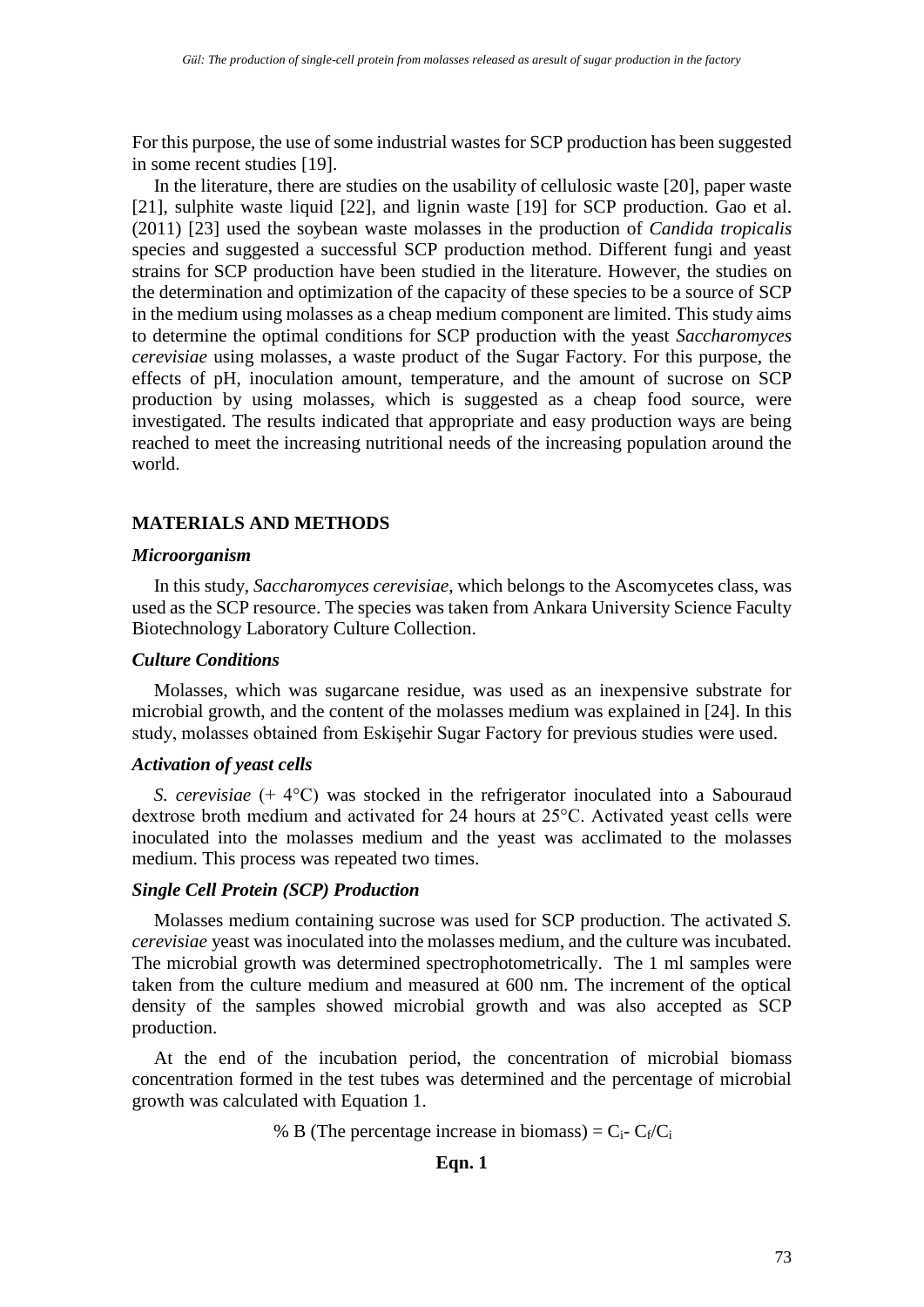For this purpose, the use of some industrial wastes for SCP production has been suggested in some recent studies [19].

In the literature, there are studies on the usability of cellulosic waste [20], paper waste [21], sulphite waste liquid [22], and lignin waste [19] for SCP production. Gao et al. (2011) [23] used the soybean waste molasses in the production of *Candida tropicalis* species and suggested a successful SCP production method. Different fungi and yeast strains for SCP production have been studied in the literature. However, the studies on the determination and optimization of the capacity of these species to be a source of SCP in the medium using molasses as a cheap medium component are limited. This study aims to determine the optimal conditions for SCP production with the yeast *Saccharomyces cerevisiae* using molasses, a waste product of the Sugar Factory. For this purpose, the effects of pH, inoculation amount, temperature, and the amount of sucrose on SCP production by using molasses, which is suggested as a cheap food source, were investigated. The results indicated that appropriate and easy production ways are being reached to meet the increasing nutritional needs of the increasing population around the world.

## MATERIALS AND METHODS

### *Microorganism*

In this study, *Saccharomyces cerevisiae*, which belongs to the Ascomycetes class, was used as the SCP resource. The species was taken from Ankara University Science Faculty Biotechnology Laboratory Culture Collection.

### *Culture Conditions*

Molasses, which was sugarcane residue, was used as an inexpensive substrate for microbial growth, and the content of the molasses medium was explained in [24]. In this study, molasses obtained from Eskişehir Sugar Factory for previous studies were used.

### *Activation of yeast cells*

*S. cerevisiae* (+ 4°C) was stocked in the refrigerator inoculated into a Sabouraud dextrose broth medium and activated for 24 hours at 25°C. Activated yeast cells were inoculated into the molasses medium and the yeast was acclimated to the molasses medium. This process was repeated two times.

### *Single Cell Protein (SCP) Production*

Molasses medium containing sucrose was used for SCP production. The activated *S. cerevisiae* yeast was inoculated into the molasses medium, and the culture was incubated. The microbial growth was determined spectrophotometrically. The 1 ml samples were taken from the culture medium and measured at 600 nm. The increment of the optical density of the samples showed microbial growth and was also accepted as SCP production.

At the end of the incubation period, the concentration of microbial biomass concentration formed in the test tubes was determined and the percentage of microbial growth was calculated with Equation 1.

$$\% \text{ B (The percentage increase in biomass)} = C_i - C_f/C_i$$

**Eqn. 1**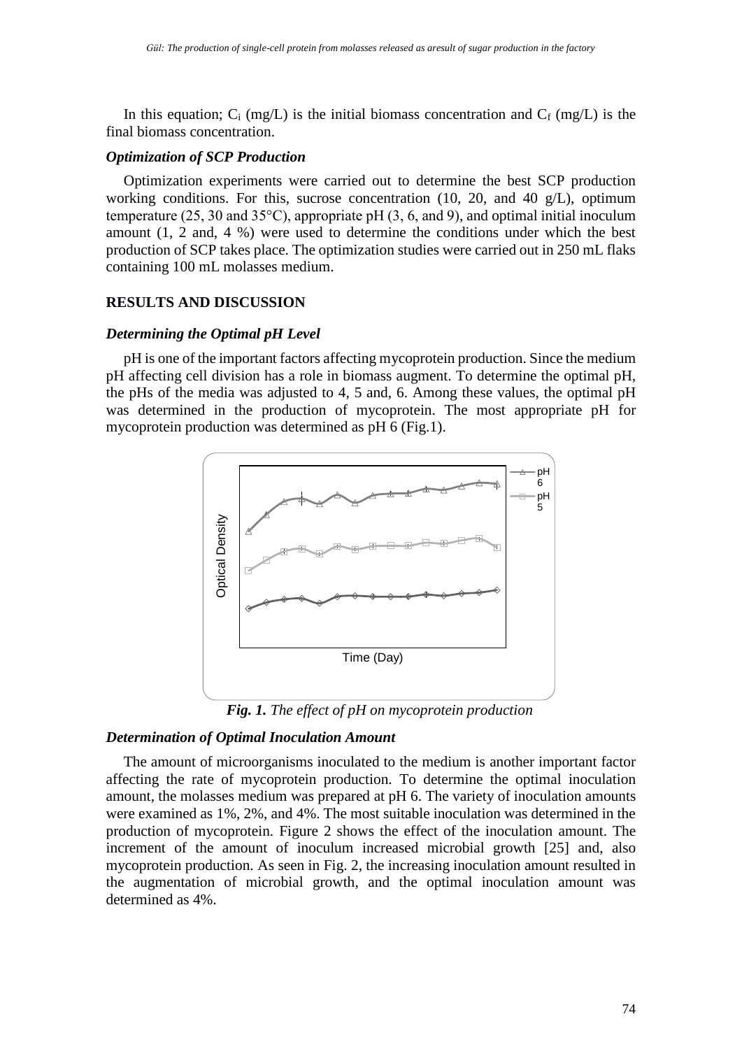In this equation; $C_i$ (mg/L) is the initial biomass concentration and $C_f$ (mg/L) is the final biomass concentration.

### *Optimization of SCP Production*

Optimization experiments were carried out to determine the best SCP production working conditions. For this, sucrose concentration (10, 20, and 40 g/L), optimum temperature (25, 30 and 35°C), appropriate pH (3, 6, and 9), and optimal initial inoculum amount (1, 2 and, 4 %) were used to determine the conditions under which the best production of SCP takes place. The optimization studies were carried out in 250 mL flaks containing 100 mL molasses medium.

## RESULTS AND DISCUSSION

### *Determining the Optimal pH Level*

pH is one of the important factors affecting mycoprotein production. Since the medium pH affecting cell division has a role in biomass augment. To determine the optimal pH, the pHs of the media was adjusted to 4, 5 and, 6. Among these values, the optimal pH was determined in the production of mycoprotein. The most appropriate pH for mycoprotein production was determined as pH 6 (Fig.1).

***Fig. 1.*** *The effect of pH on mycoprotein production*

### *Determination of Optimal Inoculation Amount*

The amount of microorganisms inoculated to the medium is another important factor affecting the rate of mycoprotein production. To determine the optimal inoculation amount, the molasses medium was prepared at pH 6. The variety of inoculation amounts were examined as 1%, 2%, and 4%. The most suitable inoculation was determined in the production of mycoprotein. Figure 2 shows the effect of the inoculation amount. The increment of the amount of inoculum increased microbial growth [25] and, also mycoprotein production. As seen in Fig. 2, the increasing inoculation amount resulted in the augmentation of microbial growth, and the optimal inoculation amount was determined as 4%.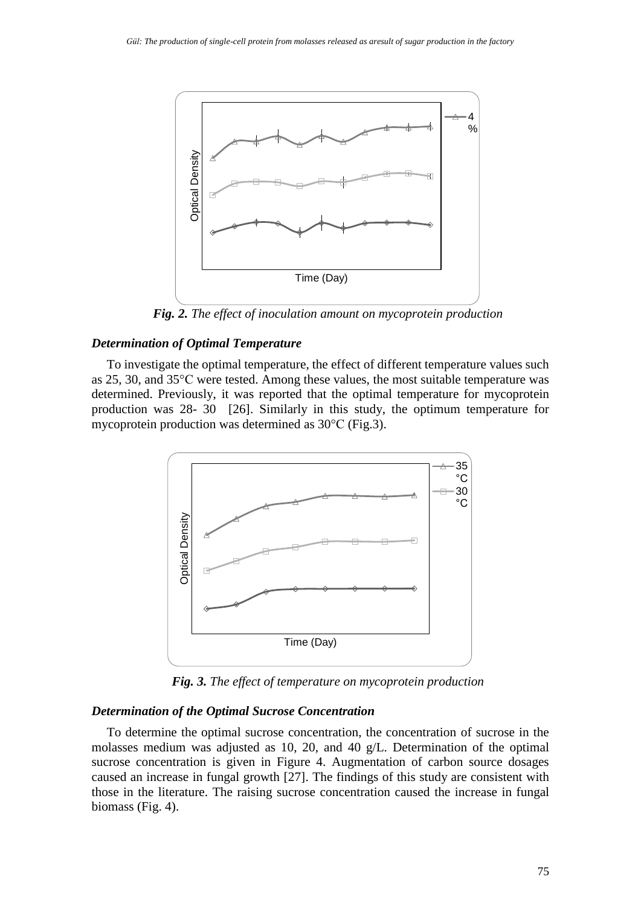Fig. 2. *The effect of inoculation amount on mycoprotein production*

### *Determination of Optimal Temperature*

To investigate the optimal temperature, the effect of different temperature values such as 25, 30, and 35°C were tested. Among these values, the most suitable temperature was determined. Previously, it was reported that the optimal temperature for mycoprotein production was 28- 30 [26]. Similarly in this study, the optimum temperature for mycoprotein production was determined as 30°C (Fig.3).

**Fig. 3.** *The effect of temperature on mycoprotein production*

### *Determination of the Optimal Sucrose Concentration*

To determine the optimal sucrose concentration, the concentration of sucrose in the molasses medium was adjusted as 10, 20, and 40 g/L. Determination of the optimal sucrose concentration is given in Figure 4. Augmentation of carbon source dosages caused an increase in fungal growth [27]. The findings of this study are consistent with those in the literature. The raising sucrose concentration caused the increase in fungal biomass (Fig. 4).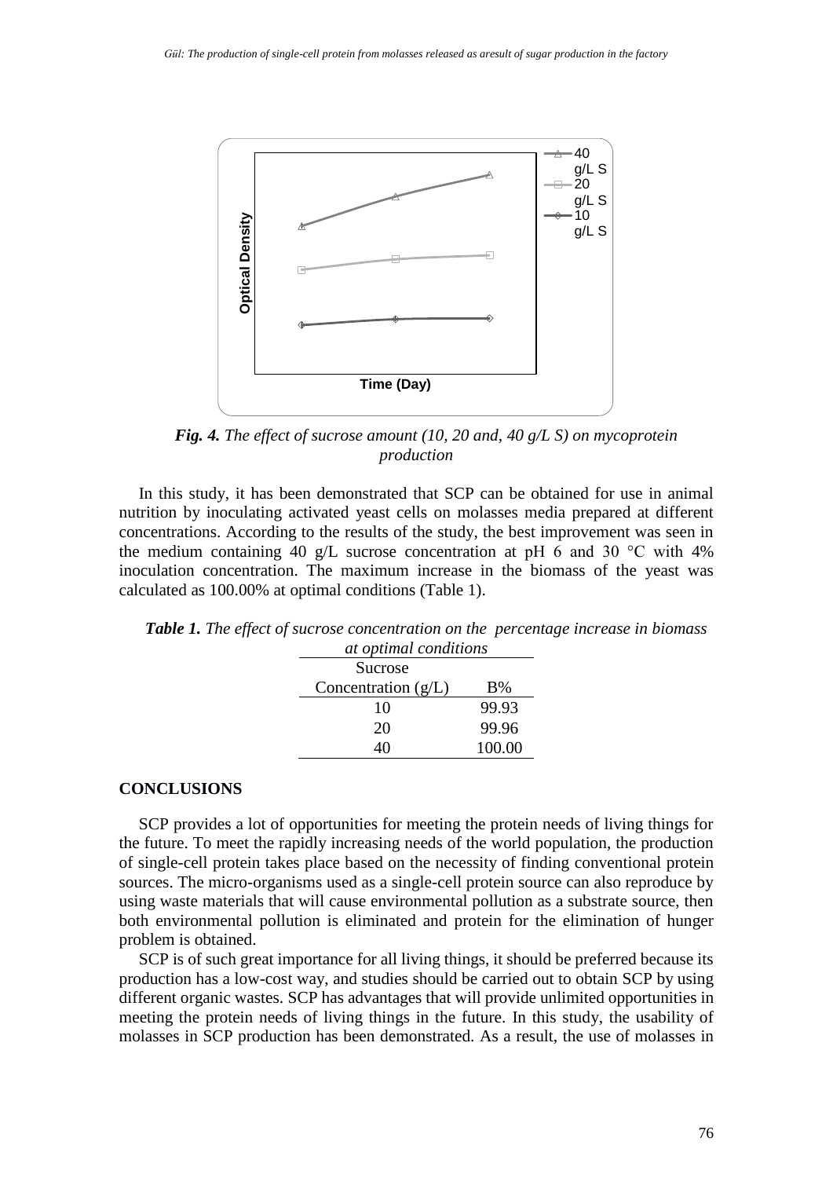*Fig. 4. The effect of sucrose amount (10, 20 and, 40 g/L S) on mycoprotein production*

In this study, it has been demonstrated that SCP can be obtained for use in animal nutrition by inoculating activated yeast cells on molasses media prepared at different concentrations. According to the results of the study, the best improvement was seen in the medium containing 40 g/L sucrose concentration at pH 6 and 30 °C with 4% inoculation concentration. The maximum increase in the biomass of the yeast was calculated as 100.00% at optimal conditions (Table 1).

***Table 1.*** *The effect of sucrose concentration on the percentage increase in biomass at optimal conditions*

| Sucrose Concentration (g/L) | B% |
|---|---|
| 10 | 99.93 |
| 20 | 99.96 |
| 40 | 100.00 |

## CONCLUSIONS

SCP provides a lot of opportunities for meeting the protein needs of living things for the future. To meet the rapidly increasing needs of the world population, the production of single-cell protein takes place based on the necessity of finding conventional protein sources. The micro-organisms used as a single-cell protein source can also reproduce by using waste materials that will cause environmental pollution as a substrate source, then both environmental pollution is eliminated and protein for the elimination of hunger problem is obtained.

SCP is of such great importance for all living things, it should be preferred because its production has a low-cost way, and studies should be carried out to obtain SCP by using different organic wastes. SCP has advantages that will provide unlimited opportunities in meeting the protein needs of living things in the future. In this study, the usability of molasses in SCP production has been demonstrated. As a result, the use of molasses in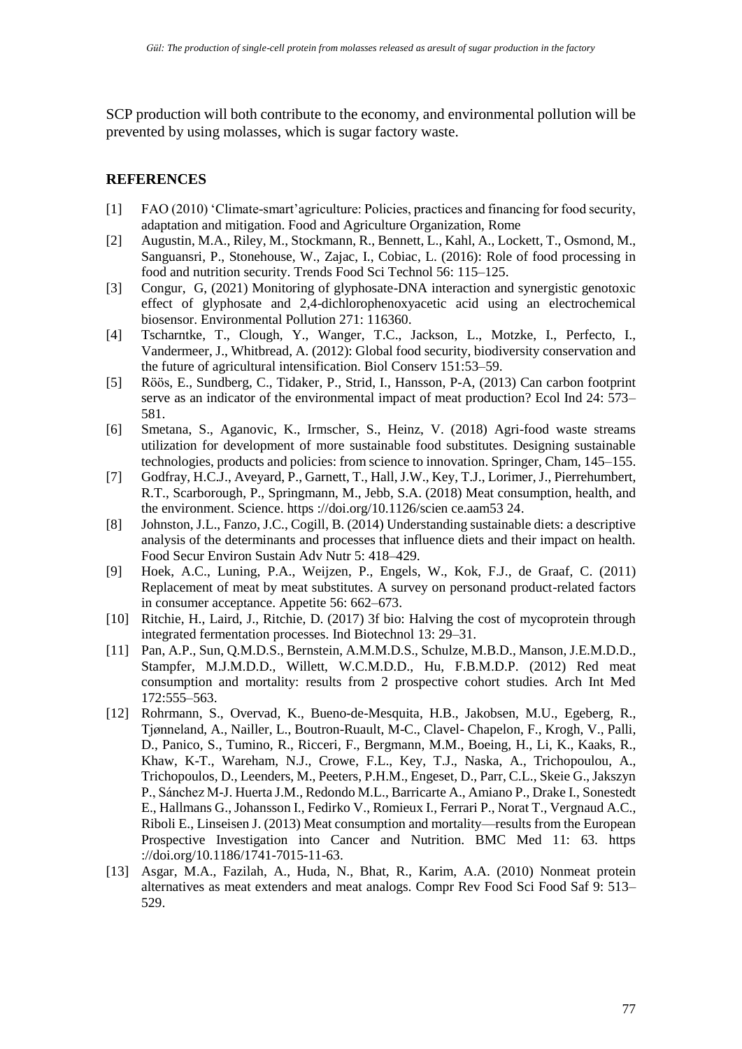SCP production will both contribute to the economy, and environmental pollution will be prevented by using molasses, which is sugar factory waste.

## REFERENCES

[1] FAO (2010) 'Climate-smart'agriculture: Policies, practices and financing for food security, adaptation and mitigation. Food and Agriculture Organization, Rome

[2] Augustin, M.A., Riley, M., Stockmann, R., Bennett, L., Kahl, A., Lockett, T., Osmond, M., Sanguansri, P., Stonehouse, W., Zajac, I., Cobiac, L. (2016): Role of food processing in food and nutrition security. Trends Food Sci Technol 56: 115–125.

[3] Congur, G, (2021) Monitoring of glyphosate-DNA interaction and synergistic genotoxic effect of glyphosate and 2,4-dichlorophenoxyacetic acid using an electrochemical biosensor. Environmental Pollution 271: 116360.

[4] Tscharntke, T., Clough, Y., Wanger, T.C., Jackson, L., Motzke, I., Perfecto, I., Vandermeer, J., Whitbread, A. (2012): Global food security, biodiversity conservation and the future of agricultural intensification. Biol Conserv 151:53–59.

[5] Röös, E., Sundberg, C., Tidaker, P., Strid, I., Hansson, P-A, (2013) Can carbon footprint serve as an indicator of the environmental impact of meat production? Ecol Ind 24: 573–581.

[6] Smetana, S., Aganovic, K., Irmscher, S., Heinz, V. (2018) Agri-food waste streams utilization for development of more sustainable food substitutes. Designing sustainable technologies, products and policies: from science to innovation. Springer, Cham, 145–155.

[7] Godfray, H.C.J., Aveyard, P., Garnett, T., Hall, J.W., Key, T.J., Lorimer, J., Pierrehumbert, R.T., Scarborough, P., Springmann, M., Jebb, S.A. (2018) Meat consumption, health, and the environment. Science. https ://doi.org/10.1126/scien ce.aam53 24.

[8] Johnston, J.L., Fanzo, J.C., Cogill, B. (2014) Understanding sustainable diets: a descriptive analysis of the determinants and processes that influence diets and their impact on health. Food Secur Environ Sustain Adv Nutr 5: 418–429.

[9] Hoek, A.C., Luning, P.A., Weijzen, P., Engels, W., Kok, F.J., de Graaf, C. (2011) Replacement of meat by meat substitutes. A survey on personand product-related factors in consumer acceptance. Appetite 56: 662–673.

[10] Ritchie, H., Laird, J., Ritchie, D. (2017) 3f bio: Halving the cost of mycoprotein through integrated fermentation processes. Ind Biotechnol 13: 29–31.

[11] Pan, A.P., Sun, Q.M.D.S., Bernstein, A.M.M.D.S., Schulze, M.B.D., Manson, J.E.M.D.D., Stampfer, M.J.M.D.D., Willett, W.C.M.D.D., Hu, F.B.M.D.P. (2012) Red meat consumption and mortality: results from 2 prospective cohort studies. Arch Int Med 172:555–563.

[12] Rohrmann, S., Overvad, K., Bueno-de-Mesquita, H.B., Jakobsen, M.U., Egeberg, R., Tjønneland, A., Nailler, L., Boutron-Ruault, M-C., Clavel- Chapelon, F., Krogh, V., Palli, D., Panico, S., Tumino, R., Ricceri, F., Bergmann, M.M., Boeing, H., Li, K., Kaaks, R., Khaw, K-T., Wareham, N.J., Crowe, F.L., Key, T.J., Naska, A., Trichopoulou, A., Trichopoulos, D., Leenders, M., Peeters, P.H.M., Engeset, D., Parr, C.L., Skeie G., Jakszyn P., Sánchez M-J. Huerta J.M., Redondo M.L., Barricarte A., Amiano P., Drake I., Sonestedt E., Hallmans G., Johansson I., Fedirko V., Romieux I., Ferrari P., Norat T., Vergnaud A.C., Riboli E., Linseisen J. (2013) Meat consumption and mortality—results from the European Prospective Investigation into Cancer and Nutrition. BMC Med 11: 63. https ://doi.org/10.1186/1741-7015-11-63.

[13] Asgar, M.A., Fazilah, A., Huda, N., Bhat, R., Karim, A.A. (2010) Nonmeat protein alternatives as meat extenders and meat analogs. Compr Rev Food Sci Food Saf 9: 513–529.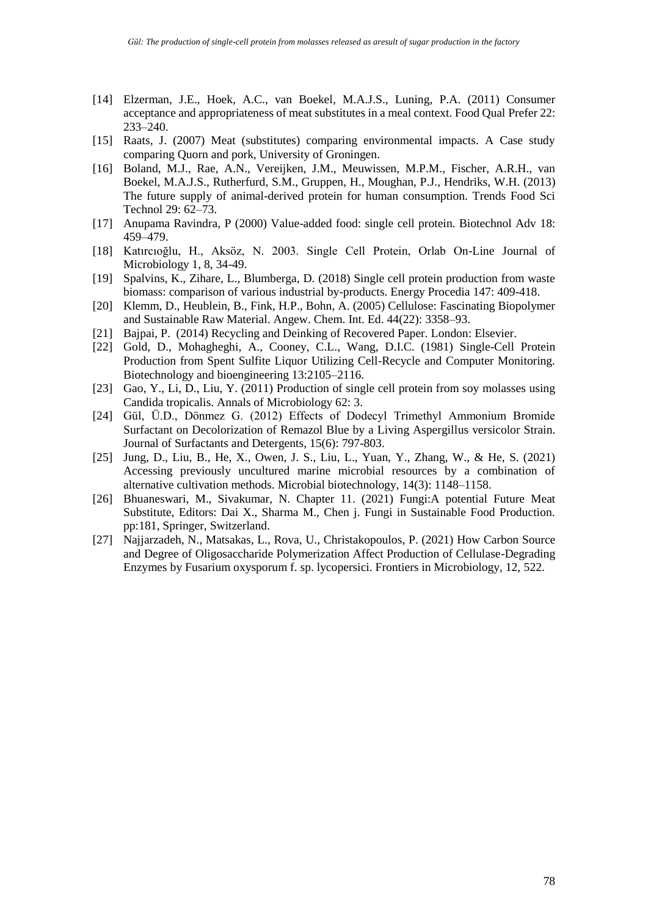[14] Elzerman, J.E., Hoek, A.C., van Boekel, M.A.J.S., Luning, P.A. (2011) Consumer acceptance and appropriateness of meat substitutes in a meal context. Food Qual Prefer 22: 233–240.

[15] Raats, J. (2007) Meat (substitutes) comparing environmental impacts. A Case study comparing Quorn and pork, University of Groningen.

[16] Boland, M.J., Rae, A.N., Vereijken, J.M., Meuwissen, M.P.M., Fischer, A.R.H., van Boekel, M.A.J.S., Rutherfurd, S.M., Gruppen, H., Moughan, P.J., Hendriks, W.H. (2013) The future supply of animal-derived protein for human consumption. Trends Food Sci Technol 29: 62–73.

[17] Anupama Ravindra, P (2000) Value-added food: single cell protein. Biotechnol Adv 18: 459–479.

[18] Katırcıoğlu, H., Aksöz, N. 2003. Single Cell Protein, Orlab On-Line Journal of Microbiology 1, 8, 34-49.

[19] Spalvins, K., Zihare, L., Blumberga, D. (2018) Single cell protein production from waste biomass: comparison of various industrial by-products. Energy Procedia 147: 409-418.

[20] Klemm, D., Heublein, B., Fink, H.P., Bohn, A. (2005) Cellulose: Fascinating Biopolymer and Sustainable Raw Material. Angew. Chem. Int. Ed. 44(22): 3358–93.

[21] Bajpai, P. (2014) Recycling and Deinking of Recovered Paper. London: Elsevier.

[22] Gold, D., Mohagheghi, A., Cooney, C.L., Wang, D.I.C. (1981) Single-Cell Protein Production from Spent Sulfite Liquor Utilizing Cell-Recycle and Computer Monitoring. Biotechnology and bioengineering 13:2105–2116.

[23] Gao, Y., Li, D., Liu, Y. (2011) Production of single cell protein from soy molasses using Candida tropicalis. Annals of Microbiology 62: 3.

[24] Gül, Ü.D., Dönmez G. (2012) Effects of Dodecyl Trimethyl Ammonium Bromide Surfactant on Decolorization of Remazol Blue by a Living Aspergillus versicolor Strain. Journal of Surfactants and Detergents, 15(6): 797-803.

[25] Jung, D., Liu, B., He, X., Owen, J. S., Liu, L., Yuan, Y., Zhang, W., & He, S. (2021) Accessing previously uncultured marine microbial resources by a combination of alternative cultivation methods. Microbial biotechnology, 14(3): 1148–1158.

[26] Bhuaneswari, M., Sivakumar, N. Chapter 11. (2021) Fungi:A potential Future Meat Substitute, Editors: Dai X., Sharma M., Chen j. Fungi in Sustainable Food Production. pp:181, Springer, Switzerland.

[27] Najjarzadeh, N., Matsakas, L., Rova, U., Christakopoulos, P. (2021) How Carbon Source and Degree of Oligosaccharide Polymerization Affect Production of Cellulase-Degrading Enzymes by Fusarium oxysporum f. sp. lycopersici. Frontiers in Microbiology, 12, 522.